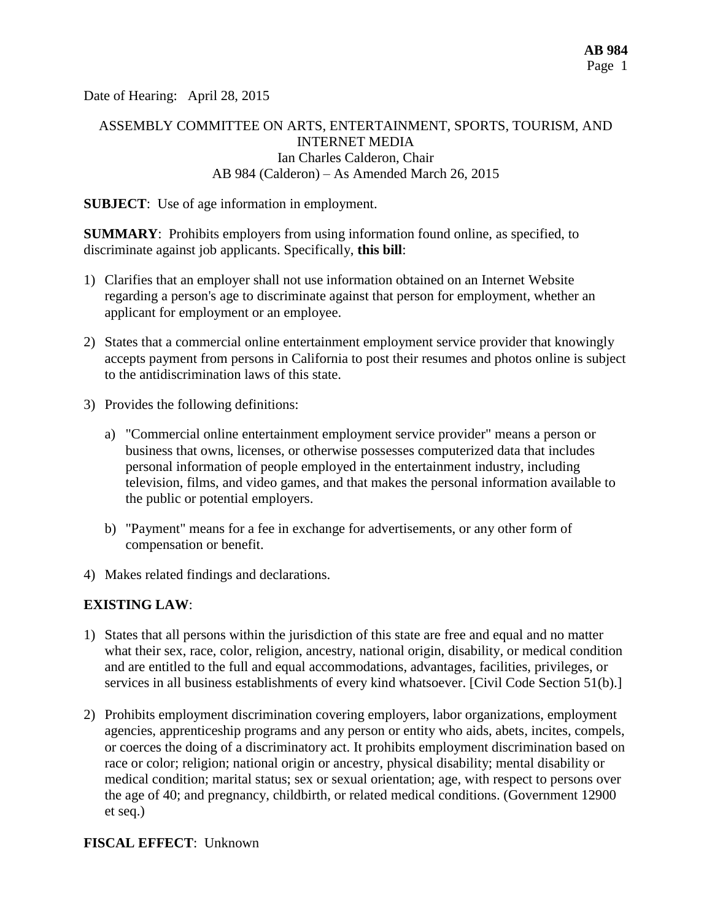Date of Hearing: April 28, 2015

ASSEMBLY COMMITTEE ON ARTS, ENTERTAINMENT, SPORTS, TOURISM, AND INTERNET MEDIA
Ian Charles Calderon, Chair
AB 984 (Calderon) – As Amended March 26, 2015

**SUBJECT**: Use of age information in employment.

**SUMMARY**: Prohibits employers from using information found online, as specified, to discriminate against job applicants. Specifically, **this bill**:

1) Clarifies that an employer shall not use information obtained on an Internet Website regarding a person's age to discriminate against that person for employment, whether an applicant for employment or an employee.

2) States that a commercial online entertainment employment service provider that knowingly accepts payment from persons in California to post their resumes and photos online is subject to the antidiscrimination laws of this state.

3) Provides the following definitions:

   a) "Commercial online entertainment employment service provider" means a person or business that owns, licenses, or otherwise possesses computerized data that includes personal information of people employed in the entertainment industry, including television, films, and video games, and that makes the personal information available to the public or potential employers.

   b) "Payment" means for a fee in exchange for advertisements, or any other form of compensation or benefit.

4) Makes related findings and declarations.

**EXISTING LAW**:

1) States that all persons within the jurisdiction of this state are free and equal and no matter what their sex, race, color, religion, ancestry, national origin, disability, or medical condition and are entitled to the full and equal accommodations, advantages, facilities, privileges, or services in all business establishments of every kind whatsoever. [Civil Code Section 51(b).]

2) Prohibits employment discrimination covering employers, labor organizations, employment agencies, apprenticeship programs and any person or entity who aids, abets, incites, compels, or coerces the doing of a discriminatory act. It prohibits employment discrimination based on race or color; religion; national origin or ancestry, physical disability; mental disability or medical condition; marital status; sex or sexual orientation; age, with respect to persons over the age of 40; and pregnancy, childbirth, or related medical conditions. (Government 12900 et seq.)

**FISCAL EFFECT**: Unknown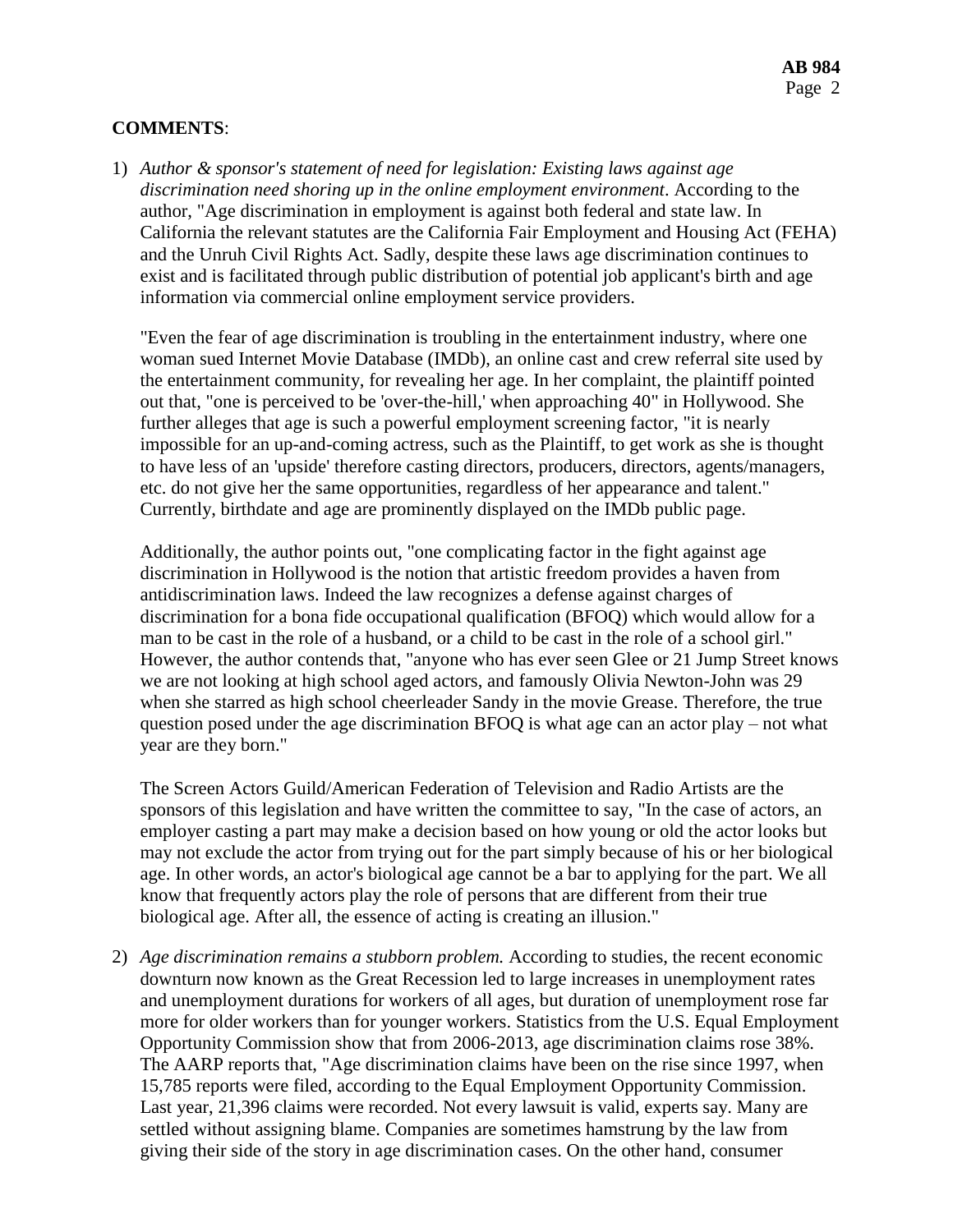**COMMENTS**:

1) *Author & sponsor's statement of need for legislation: Existing laws against age discrimination need shoring up in the online employment environment*. According to the author, "Age discrimination in employment is against both federal and state law. In California the relevant statutes are the California Fair Employment and Housing Act (FEHA) and the Unruh Civil Rights Act. Sadly, despite these laws age discrimination continues to exist and is facilitated through public distribution of potential job applicant's birth and age information via commercial online employment service providers.

   "Even the fear of age discrimination is troubling in the entertainment industry, where one woman sued Internet Movie Database (IMDb), an online cast and crew referral site used by the entertainment community, for revealing her age. In her complaint, the plaintiff pointed out that, "one is perceived to be 'over-the-hill,' when approaching 40" in Hollywood. She further alleges that age is such a powerful employment screening factor, "it is nearly impossible for an up-and-coming actress, such as the Plaintiff, to get work as she is thought to have less of an 'upside' therefore casting directors, producers, directors, agents/managers, etc. do not give her the same opportunities, regardless of her appearance and talent." Currently, birthdate and age are prominently displayed on the IMDb public page.

   Additionally, the author points out, "one complicating factor in the fight against age discrimination in Hollywood is the notion that artistic freedom provides a haven from antidiscrimination laws. Indeed the law recognizes a defense against charges of discrimination for a bona fide occupational qualification (BFOQ) which would allow for a man to be cast in the role of a husband, or a child to be cast in the role of a school girl." However, the author contends that, "anyone who has ever seen Glee or 21 Jump Street knows we are not looking at high school aged actors, and famously Olivia Newton-John was 29 when she starred as high school cheerleader Sandy in the movie Grease. Therefore, the true question posed under the age discrimination BFOQ is what age can an actor play – not what year are they born."

   The Screen Actors Guild/American Federation of Television and Radio Artists are the sponsors of this legislation and have written the committee to say, "In the case of actors, an employer casting a part may make a decision based on how young or old the actor looks but may not exclude the actor from trying out for the part simply because of his or her biological age. In other words, an actor's biological age cannot be a bar to applying for the part. We all know that frequently actors play the role of persons that are different from their true biological age. After all, the essence of acting is creating an illusion."

2) *Age discrimination remains a stubborn problem.* According to studies, the recent economic downturn now known as the Great Recession led to large increases in unemployment rates and unemployment durations for workers of all ages, but duration of unemployment rose far more for older workers than for younger workers. Statistics from the U.S. Equal Employment Opportunity Commission show that from 2006-2013, age discrimination claims rose 38%. The AARP reports that, "Age discrimination claims have been on the rise since 1997, when 15,785 reports were filed, according to the Equal Employment Opportunity Commission. Last year, 21,396 claims were recorded. Not every lawsuit is valid, experts say. Many are settled without assigning blame. Companies are sometimes hamstrung by the law from giving their side of the story in age discrimination cases. On the other hand, consumer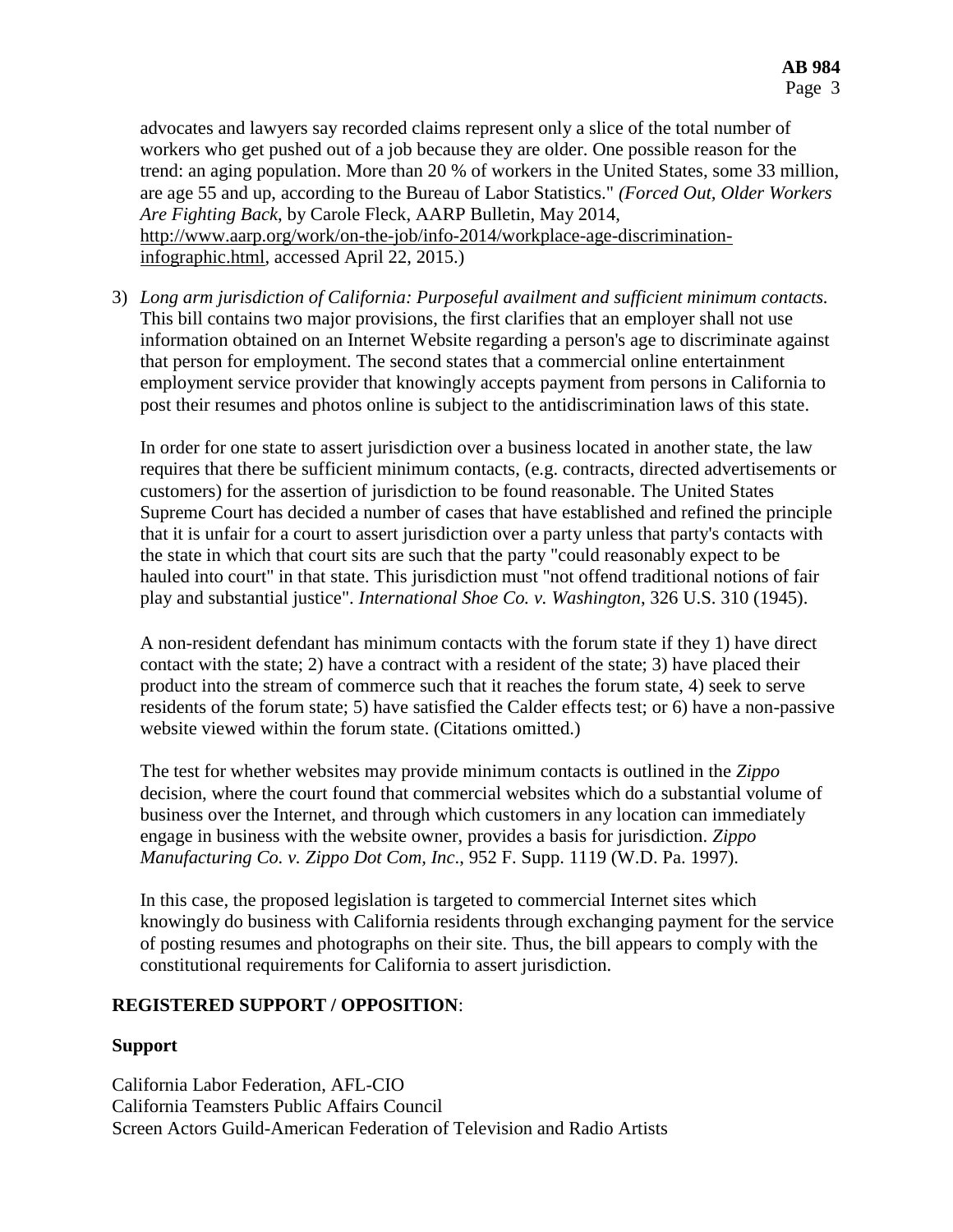advocates and lawyers say recorded claims represent only a slice of the total number of workers who get pushed out of a job because they are older. One possible reason for the trend: an aging population. More than 20 % of workers in the United States, some 33 million, are age 55 and up, according to the Bureau of Labor Statistics." *(Forced Out, Older Workers Are Fighting Back*, by Carole Fleck, AARP Bulletin, May 2014, http://www.aarp.org/work/on-the-job/info-2014/workplace-age-discrimination-infographic.html, accessed April 22, 2015.)

3) *Long arm jurisdiction of California: Purposeful availment and sufficient minimum contacts.* This bill contains two major provisions, the first clarifies that an employer shall not use information obtained on an Internet Website regarding a person's age to discriminate against that person for employment. The second states that a commercial online entertainment employment service provider that knowingly accepts payment from persons in California to post their resumes and photos online is subject to the antidiscrimination laws of this state.

   In order for one state to assert jurisdiction over a business located in another state, the law requires that there be sufficient minimum contacts, (e.g. contracts, directed advertisements or customers) for the assertion of jurisdiction to be found reasonable. The United States Supreme Court has decided a number of cases that have established and refined the principle that it is unfair for a court to assert jurisdiction over a party unless that party's contacts with the state in which that court sits are such that the party "could reasonably expect to be hauled into court" in that state. This jurisdiction must "not offend traditional notions of fair play and substantial justice". *International Shoe Co. v. Washington*, 326 U.S. 310 (1945).

   A non-resident defendant has minimum contacts with the forum state if they 1) have direct contact with the state; 2) have a contract with a resident of the state; 3) have placed their product into the stream of commerce such that it reaches the forum state, 4) seek to serve residents of the forum state; 5) have satisfied the Calder effects test; or 6) have a non-passive website viewed within the forum state. (Citations omitted.)

   The test for whether websites may provide minimum contacts is outlined in the *Zippo* decision, where the court found that commercial websites which do a substantial volume of business over the Internet, and through which customers in any location can immediately engage in business with the website owner, provides a basis for jurisdiction. *Zippo Manufacturing Co. v. Zippo Dot Com, Inc*., 952 F. Supp. 1119 (W.D. Pa. 1997).

   In this case, the proposed legislation is targeted to commercial Internet sites which knowingly do business with California residents through exchanging payment for the service of posting resumes and photographs on their site. Thus, the bill appears to comply with the constitutional requirements for California to assert jurisdiction.

## REGISTERED SUPPORT / OPPOSITION:

### Support

California Labor Federation, AFL-CIO
California Teamsters Public Affairs Council
Screen Actors Guild-American Federation of Television and Radio Artists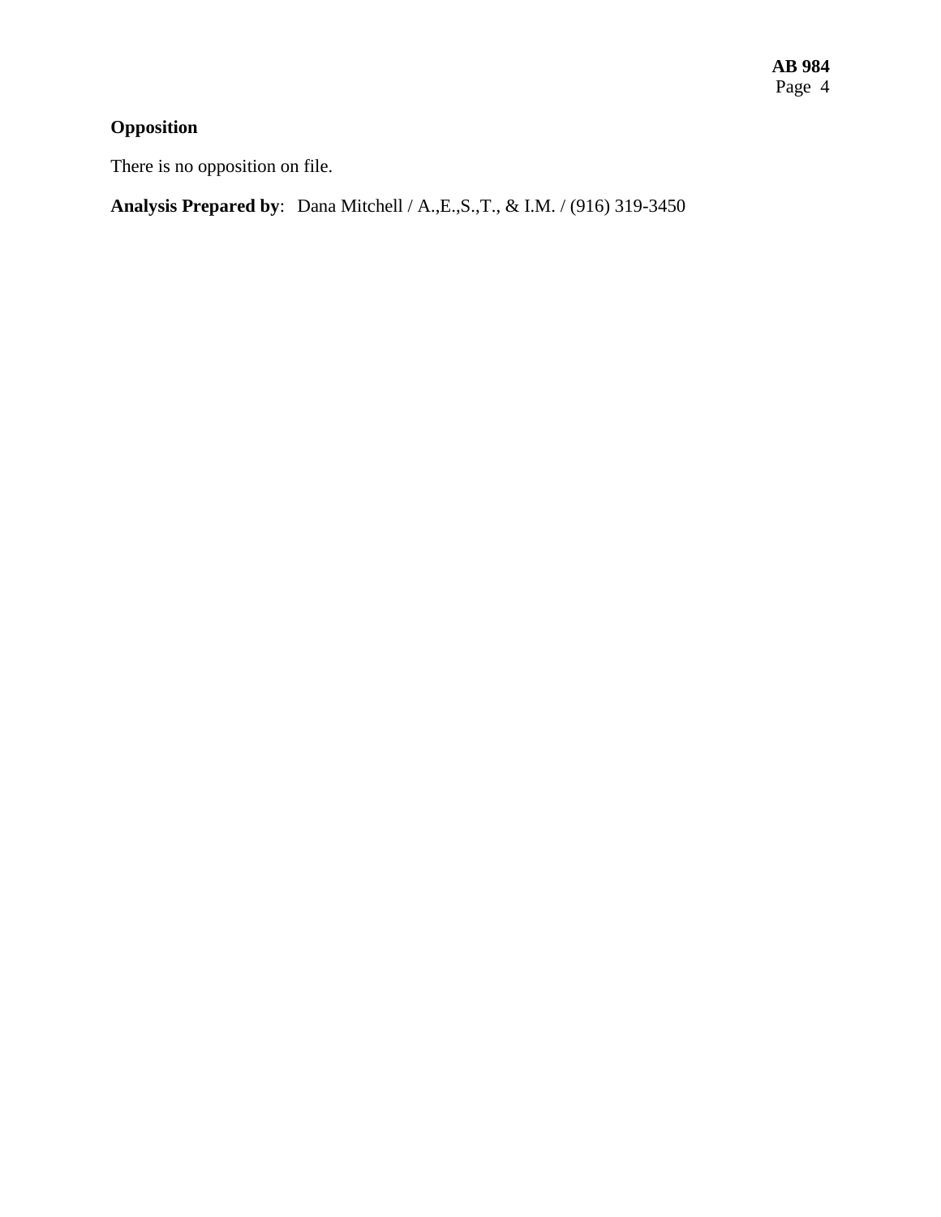**Opposition**

There is no opposition on file.

**Analysis Prepared by**: Dana Mitchell / A.,E.,S.,T., & I.M. / (916) 319-3450